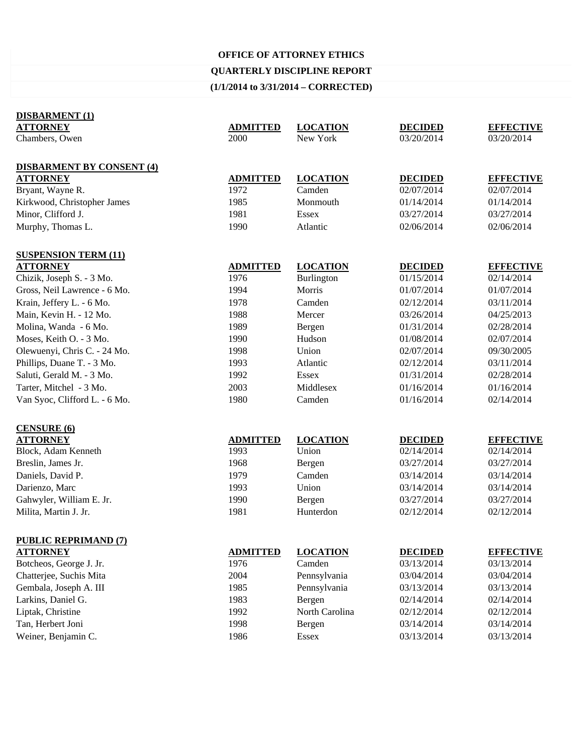**OFFICE OF ATTORNEY ETHICS**

**QUARTERLY DISCIPLINE REPORT**

**(1/1/2014 to 3/31/2014 – CORRECTED)**

**DISBARMENT (1)**

| ATTORNEY | ADMITTED | LOCATION | DECIDED | EFFECTIVE |
|---|---|---|---|---|
| Chambers, Owen | 2000 | New York | 03/20/2014 | 03/20/2014 |

**DISBARMENT BY CONSENT (4)**

| ATTORNEY | ADMITTED | LOCATION | DECIDED | EFFECTIVE |
|---|---|---|---|---|
| Bryant, Wayne R. | 1972 | Camden | 02/07/2014 | 02/07/2014 |
| Kirkwood, Christopher James | 1985 | Monmouth | 01/14/2014 | 01/14/2014 |
| Minor, Clifford J. | 1981 | Essex | 03/27/2014 | 03/27/2014 |
| Murphy, Thomas L. | 1990 | Atlantic | 02/06/2014 | 02/06/2014 |

**SUSPENSION TERM (11)**

| ATTORNEY | ADMITTED | LOCATION | DECIDED | EFFECTIVE |
|---|---|---|---|---|
| Chizik, Joseph S. - 3 Mo. | 1976 | Burlington | 01/15/2014 | 02/14/2014 |
| Gross, Neil Lawrence - 6 Mo. | 1994 | Morris | 01/07/2014 | 01/07/2014 |
| Krain, Jeffery L. - 6 Mo. | 1978 | Camden | 02/12/2014 | 03/11/2014 |
| Main, Kevin H. - 12 Mo. | 1988 | Mercer | 03/26/2014 | 04/25/2013 |
| Molina, Wanda - 6 Mo. | 1989 | Bergen | 01/31/2014 | 02/28/2014 |
| Moses, Keith O. - 3 Mo. | 1990 | Hudson | 01/08/2014 | 02/07/2014 |
| Olewuenyi, Chris C. - 24 Mo. | 1998 | Union | 02/07/2014 | 09/30/2005 |
| Phillips, Duane T. - 3 Mo. | 1993 | Atlantic | 02/12/2014 | 03/11/2014 |
| Saluti, Gerald M. - 3 Mo. | 1992 | Essex | 01/31/2014 | 02/28/2014 |
| Tarter, Mitchel - 3 Mo. | 2003 | Middlesex | 01/16/2014 | 01/16/2014 |
| Van Syoc, Clifford L. - 6 Mo. | 1980 | Camden | 01/16/2014 | 02/14/2014 |

**CENSURE (6)**

| ATTORNEY | ADMITTED | LOCATION | DECIDED | EFFECTIVE |
|---|---|---|---|---|
| Block, Adam Kenneth | 1993 | Union | 02/14/2014 | 02/14/2014 |
| Breslin, James Jr. | 1968 | Bergen | 03/27/2014 | 03/27/2014 |
| Daniels, David P. | 1979 | Camden | 03/14/2014 | 03/14/2014 |
| Darienzo, Marc | 1993 | Union | 03/14/2014 | 03/14/2014 |
| Gahwyler, William E. Jr. | 1990 | Bergen | 03/27/2014 | 03/27/2014 |
| Milita, Martin J. Jr. | 1981 | Hunterdon | 02/12/2014 | 02/12/2014 |

**PUBLIC REPRIMAND (7)**

| ATTORNEY | ADMITTED | LOCATION | DECIDED | EFFECTIVE |
|---|---|---|---|---|
| Botcheos, George J. Jr. | 1976 | Camden | 03/13/2014 | 03/13/2014 |
| Chatterjee, Suchis Mita | 2004 | Pennsylvania | 03/04/2014 | 03/04/2014 |
| Gembala, Joseph A. III | 1985 | Pennsylvania | 03/13/2014 | 03/13/2014 |
| Larkins, Daniel G. | 1983 | Bergen | 02/14/2014 | 02/14/2014 |
| Liptak, Christine | 1992 | North Carolina | 02/12/2014 | 02/12/2014 |
| Tan, Herbert Joni | 1998 | Bergen | 03/14/2014 | 03/14/2014 |
| Weiner, Benjamin C. | 1986 | Essex | 03/13/2014 | 03/13/2014 |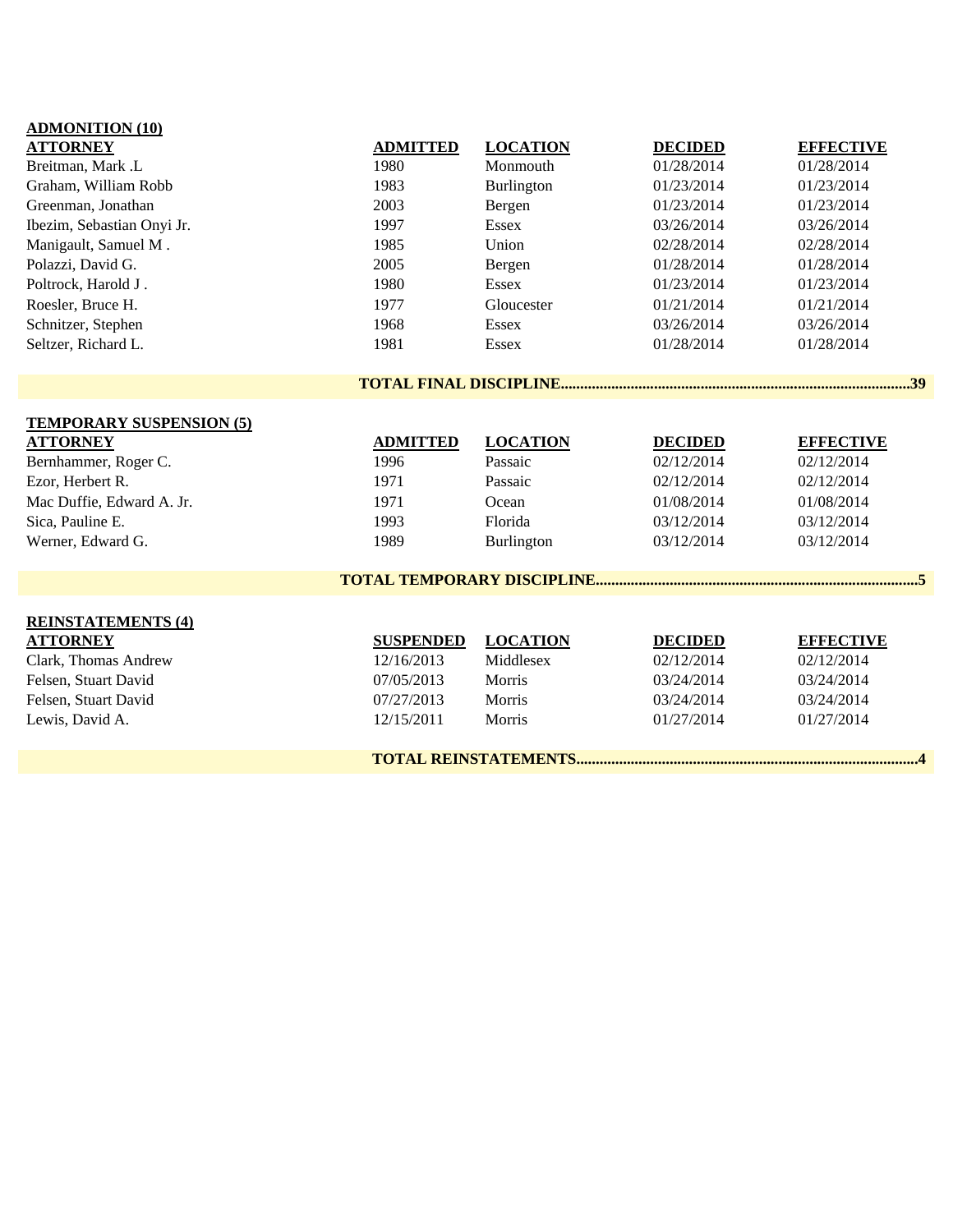**ADMONITION (10)**

| ATTORNEY | ADMITTED | LOCATION | DECIDED | EFFECTIVE |
|---|---|---|---|---|
| Breitman, Mark .L | 1980 | Monmouth | 01/28/2014 | 01/28/2014 |
| Graham, William Robb | 1983 | Burlington | 01/23/2014 | 01/23/2014 |
| Greenman, Jonathan | 2003 | Bergen | 01/23/2014 | 01/23/2014 |
| Ibezim, Sebastian Onyi Jr. | 1997 | Essex | 03/26/2014 | 03/26/2014 |
| Manigault, Samuel M . | 1985 | Union | 02/28/2014 | 02/28/2014 |
| Polazzi, David G. | 2005 | Bergen | 01/28/2014 | 01/28/2014 |
| Poltrock, Harold J . | 1980 | Essex | 01/23/2014 | 01/23/2014 |
| Roesler, Bruce H. | 1977 | Gloucester | 01/21/2014 | 01/21/2014 |
| Schnitzer, Stephen | 1968 | Essex | 03/26/2014 | 03/26/2014 |
| Seltzer, Richard L. | 1981 | Essex | 01/28/2014 | 01/28/2014 |

**TOTAL FINAL DISCIPLINE..........................................................................................39**

**TEMPORARY SUSPENSION (5)**

| ATTORNEY | ADMITTED | LOCATION | DECIDED | EFFECTIVE |
|---|---|---|---|---|
| Bernhammer, Roger C. | 1996 | Passaic | 02/12/2014 | 02/12/2014 |
| Ezor, Herbert R. | 1971 | Passaic | 02/12/2014 | 02/12/2014 |
| Mac Duffie, Edward A. Jr. | 1971 | Ocean | 01/08/2014 | 01/08/2014 |
| Sica, Pauline E. | 1993 | Florida | 03/12/2014 | 03/12/2014 |
| Werner, Edward G. | 1989 | Burlington | 03/12/2014 | 03/12/2014 |

**TOTAL TEMPORARY DISCIPLINE..................................................................................5**

**REINSTATEMENTS (4)**

| ATTORNEY | SUSPENDED | LOCATION | DECIDED | EFFECTIVE |
|---|---|---|---|---|
| Clark, Thomas Andrew | 12/16/2013 | Middlesex | 02/12/2014 | 02/12/2014 |
| Felsen, Stuart David | 07/05/2013 | Morris | 03/24/2014 | 03/24/2014 |
| Felsen, Stuart David | 07/27/2013 | Morris | 03/24/2014 | 03/24/2014 |
| Lewis, David A. | 12/15/2011 | Morris | 01/27/2014 | 01/27/2014 |

**TOTAL REINSTATEMENTS.......................................................................................4**